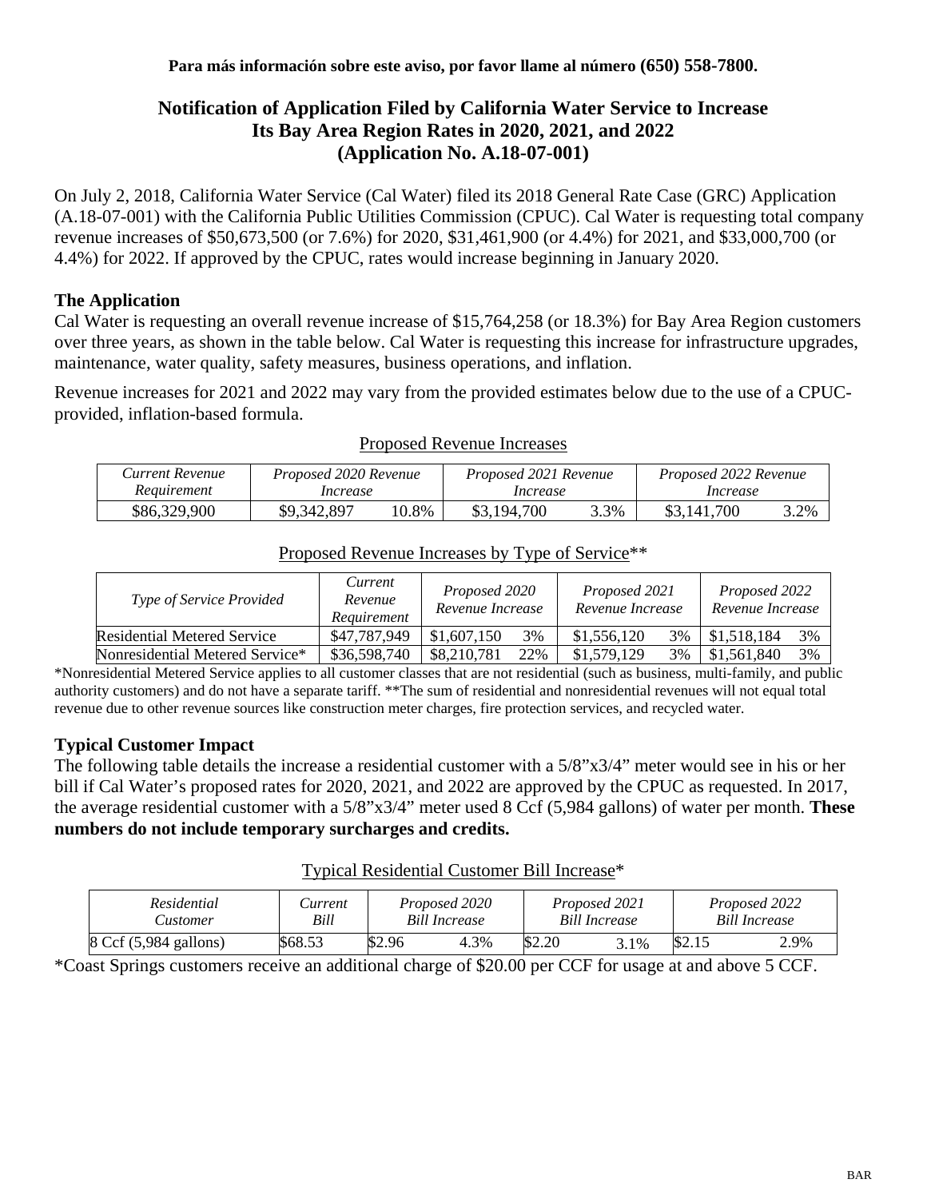**Para más información sobre este aviso, por favor llame al número (650) 558-7800.**

# Notification of Application Filed by California Water Service to Increase Its Bay Area Region Rates in 2020, 2021, and 2022 (Application No. A.18-07-001)

On July 2, 2018, California Water Service (Cal Water) filed its 2018 General Rate Case (GRC) Application (A.18-07-001) with the California Public Utilities Commission (CPUC). Cal Water is requesting total company revenue increases of $50,673,500 (or 7.6%) for 2020, $31,461,900 (or 4.4%) for 2021, and $33,000,700 (or 4.4%) for 2022. If approved by the CPUC, rates would increase beginning in January 2020.

## The Application

Cal Water is requesting an overall revenue increase of $15,764,258 (or 18.3%) for Bay Area Region customers over three years, as shown in the table below. Cal Water is requesting this increase for infrastructure upgrades, maintenance, water quality, safety measures, business operations, and inflation.

Revenue increases for 2021 and 2022 may vary from the provided estimates below due to the use of a CPUC-provided, inflation-based formula.

Proposed Revenue Increases

| *Current Revenue Requirement* | *Proposed 2020 Revenue Increase* | | *Proposed 2021 Revenue Increase* | | *Proposed 2022 Revenue Increase* | |
|---|---|---|---|---|---|---|
| $86,329,900 | $9,342,897 | 10.8% | $3,194,700 | 3.3% | $3,141,700 | 3.2% |

Proposed Revenue Increases by Type of Service**

| *Type of Service Provided* | *Current Revenue Requirement* | *Proposed 2020 Revenue Increase* | | *Proposed 2021 Revenue Increase* | | *Proposed 2022 Revenue Increase* | |
|---|---|---|---|---|---|---|---|
| Residential Metered Service | $47,787,949 | $1,607,150 | 3% | $1,556,120 | 3% | $1,518,184 | 3% |
| Nonresidential Metered Service* | $36,598,740 | $8,210,781 | 22% | $1,579,129 | 3% | $1,561,840 | 3% |

*Nonresidential Metered Service applies to all customer classes that are not residential (such as business, multi-family, and public authority customers) and do not have a separate tariff. **The sum of residential and nonresidential revenues will not equal total revenue due to other revenue sources like construction meter charges, fire protection services, and recycled water.

## Typical Customer Impact

The following table details the increase a residential customer with a 5/8"x3/4" meter would see in his or her bill if Cal Water's proposed rates for 2020, 2021, and 2022 are approved by the CPUC as requested. In 2017, the average residential customer with a 5/8"x3/4" meter used 8 Ccf (5,984 gallons) of water per month. **These numbers do not include temporary surcharges and credits.**

Typical Residential Customer Bill Increase*

| *Residential Customer* | *Current Bill* | *Proposed 2020 Bill Increase* | | *Proposed 2021 Bill Increase* | | *Proposed 2022 Bill Increase* | |
|---|---|---|---|---|---|---|---|
| 8 Ccf (5,984 gallons) | $68.53 | $2.96 | 4.3% | $2.20 | 3.1% | $2.15 | 2.9% |

*Coast Springs customers receive an additional charge of $20.00 per CCF for usage at and above 5 CCF.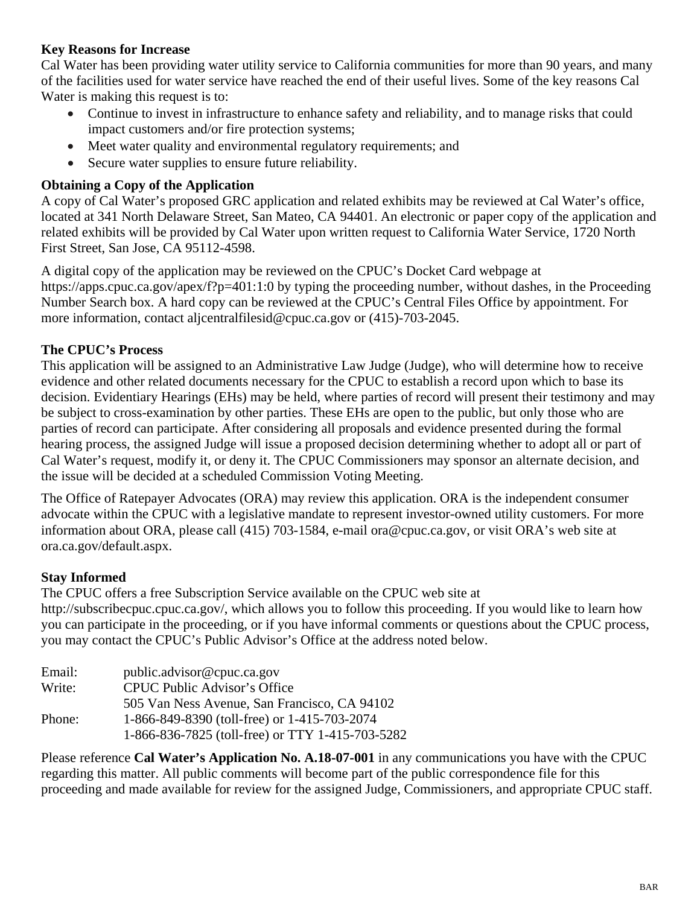**Key Reasons for Increase**

Cal Water has been providing water utility service to California communities for more than 90 years, and many of the facilities used for water service have reached the end of their useful lives. Some of the key reasons Cal Water is making this request is to:

- Continue to invest in infrastructure to enhance safety and reliability, and to manage risks that could impact customers and/or fire protection systems;
- Meet water quality and environmental regulatory requirements; and
- Secure water supplies to ensure future reliability.

**Obtaining a Copy of the Application**

A copy of Cal Water's proposed GRC application and related exhibits may be reviewed at Cal Water's office, located at 341 North Delaware Street, San Mateo, CA 94401. An electronic or paper copy of the application and related exhibits will be provided by Cal Water upon written request to California Water Service, 1720 North First Street, San Jose, CA 95112-4598.

A digital copy of the application may be reviewed on the CPUC's Docket Card webpage at https://apps.cpuc.ca.gov/apex/f?p=401:1:0 by typing the proceeding number, without dashes, in the Proceeding Number Search box. A hard copy can be reviewed at the CPUC's Central Files Office by appointment. For more information, contact aljcentralfilesid@cpuc.ca.gov or (415)-703-2045.

**The CPUC's Process**

This application will be assigned to an Administrative Law Judge (Judge), who will determine how to receive evidence and other related documents necessary for the CPUC to establish a record upon which to base its decision. Evidentiary Hearings (EHs) may be held, where parties of record will present their testimony and may be subject to cross-examination by other parties. These EHs are open to the public, but only those who are parties of record can participate. After considering all proposals and evidence presented during the formal hearing process, the assigned Judge will issue a proposed decision determining whether to adopt all or part of Cal Water's request, modify it, or deny it. The CPUC Commissioners may sponsor an alternate decision, and the issue will be decided at a scheduled Commission Voting Meeting.

The Office of Ratepayer Advocates (ORA) may review this application. ORA is the independent consumer advocate within the CPUC with a legislative mandate to represent investor-owned utility customers. For more information about ORA, please call (415) 703-1584, e-mail ora@cpuc.ca.gov, or visit ORA's web site at ora.ca.gov/default.aspx.

**Stay Informed**

The CPUC offers a free Subscription Service available on the CPUC web site at http://subscribecpuc.cpuc.ca.gov/, which allows you to follow this proceeding. If you would like to learn how you can participate in the proceeding, or if you have informal comments or questions about the CPUC process, you may contact the CPUC's Public Advisor's Office at the address noted below.

| | |
|---|---|
| Email: | public.advisor@cpuc.ca.gov |
| Write: | CPUC Public Advisor's Office<br>505 Van Ness Avenue, San Francisco, CA 94102 |
| Phone: | 1-866-849-8390 (toll-free) or 1-415-703-2074<br>1-866-836-7825 (toll-free) or TTY 1-415-703-5282 |

Please reference **Cal Water's Application No. A.18-07-001** in any communications you have with the CPUC regarding this matter. All public comments will become part of the public correspondence file for this proceeding and made available for review for the assigned Judge, Commissioners, and appropriate CPUC staff.

BAR